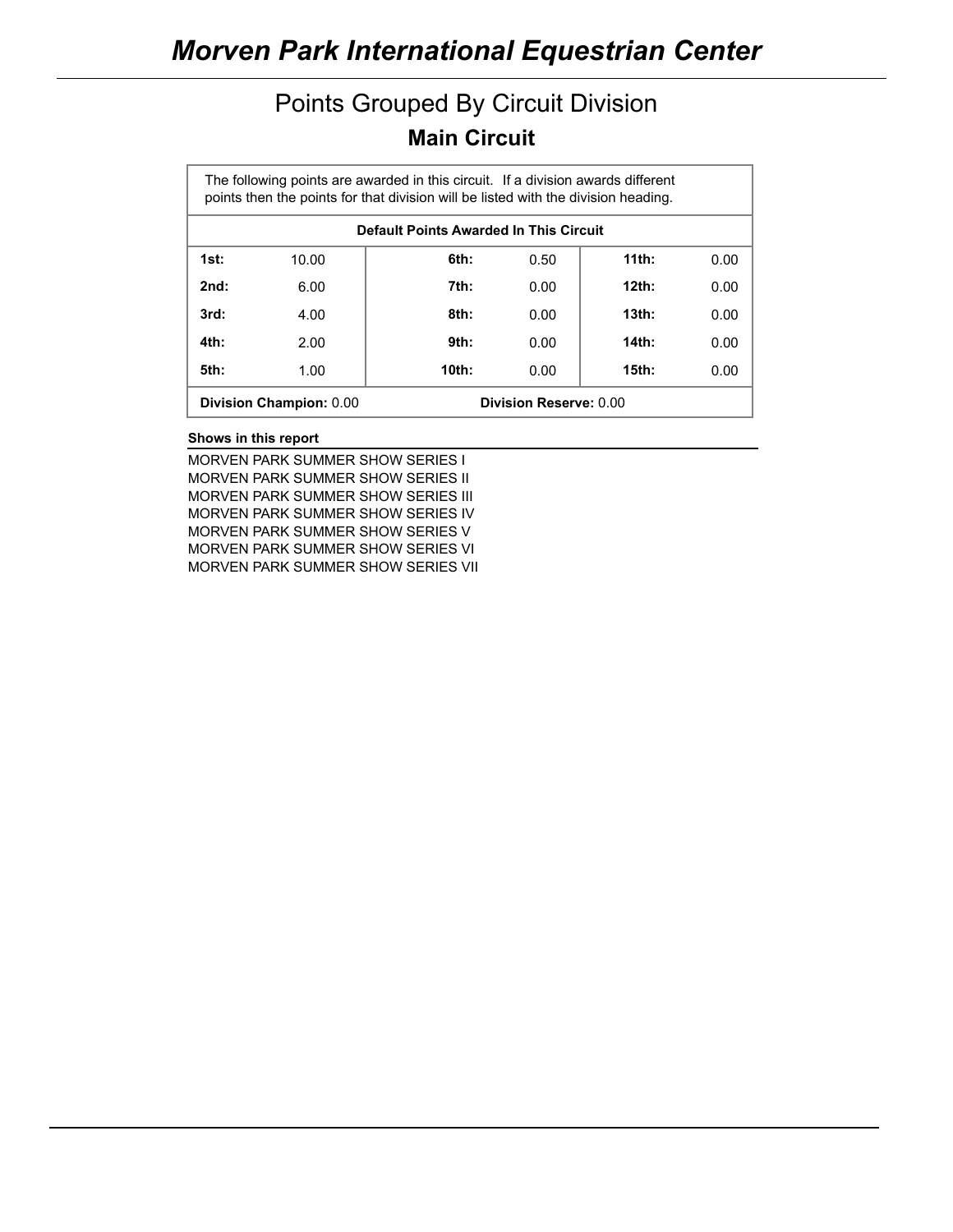# *Morven Park International Equestrian Center*

## Points Grouped By Circuit Division

### Main Circuit

The following points are awarded in this circuit. If a division awards different points then the points for that division will be listed with the division heading.

| Default Points Awarded In This Circuit | | | | | |
|---|---|---|---|---|---|
| **1st:** | 10.00 | **6th:** | 0.50 | **11th:** | 0.00 |
| **2nd:** | 6.00 | **7th:** | 0.00 | **12th:** | 0.00 |
| **3rd:** | 4.00 | **8th:** | 0.00 | **13th:** | 0.00 |
| **4th:** | 2.00 | **9th:** | 0.00 | **14th:** | 0.00 |
| **5th:** | 1.00 | **10th:** | 0.00 | **15th:** | 0.00 |
| **Division Champion:** 0.00 | | | **Division Reserve:** 0.00 | | |

**Shows in this report**

MORVEN PARK SUMMER SHOW SERIES I
MORVEN PARK SUMMER SHOW SERIES II
MORVEN PARK SUMMER SHOW SERIES III
MORVEN PARK SUMMER SHOW SERIES IV
MORVEN PARK SUMMER SHOW SERIES V
MORVEN PARK SUMMER SHOW SERIES VI
MORVEN PARK SUMMER SHOW SERIES VII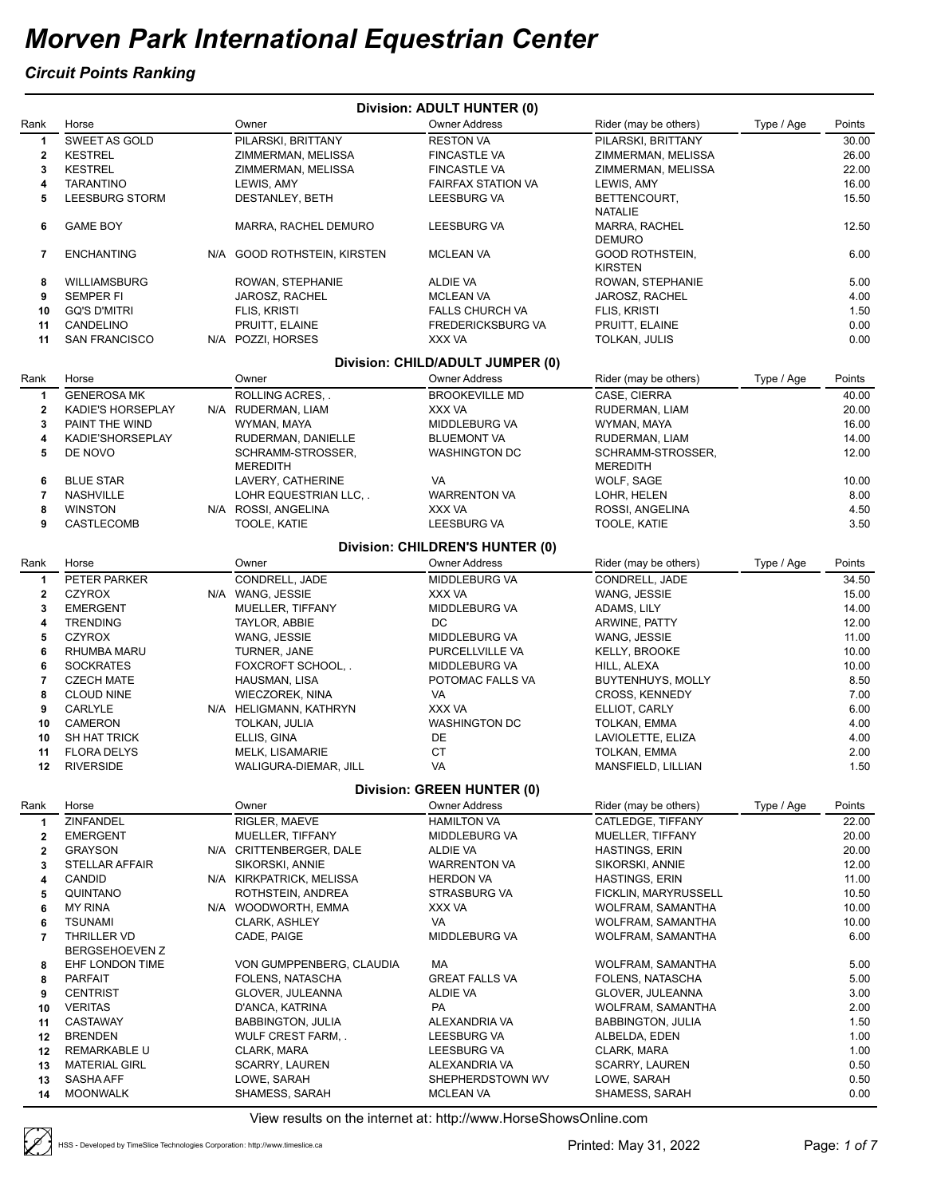# Morven Park International Equestrian Center

### *Circuit Points Ranking*

## Division: ADULT HUNTER (0)

| Rank | Horse | | Owner | Owner Address | Rider (may be others) | Type / Age | Points |
|---|---|---|---|---|---|---|---|
| 1 | SWEET AS GOLD | | PILARSKI, BRITTANY | RESTON VA | PILARSKI, BRITTANY | | 30.00 |
| 2 | KESTREL | | ZIMMERMAN, MELISSA | FINCASTLE VA | ZIMMERMAN, MELISSA | | 26.00 |
| 3 | KESTREL | | ZIMMERMAN, MELISSA | FINCASTLE VA | ZIMMERMAN, MELISSA | | 22.00 |
| 4 | TARANTINO | | LEWIS, AMY | FAIRFAX STATION VA | LEWIS, AMY | | 16.00 |
| 5 | LEESBURG STORM | | DESTANLEY, BETH | LEESBURG VA | BETTENCOURT, NATALIE | | 15.50 |
| 6 | GAME BOY | | MARRA, RACHEL DEMURO | LEESBURG VA | MARRA, RACHEL DEMURO | | 12.50 |
| 7 | ENCHANTING | N/A | GOOD ROTHSTEIN, KIRSTEN | MCLEAN VA | GOOD ROTHSTEIN, KIRSTEN | | 6.00 |
| 8 | WILLIAMSBURG | | ROWAN, STEPHANIE | ALDIE VA | ROWAN, STEPHANIE | | 5.00 |
| 9 | SEMPER FI | | JAROSZ, RACHEL | MCLEAN VA | JAROSZ, RACHEL | | 4.00 |
| 10 | GQ'S D'MITRI | | FLIS, KRISTI | FALLS CHURCH VA | FLIS, KRISTI | | 1.50 |
| 11 | CANDELINO | | PRUITT, ELAINE | FREDERICKSBURG VA | PRUITT, ELAINE | | 0.00 |
| 11 | SAN FRANCISCO | N/A | POZZI, HORSES | XXX VA | TOLKAN, JULIS | | 0.00 |

## Division: CHILD/ADULT JUMPER (0)

| Rank | Horse | | Owner | Owner Address | Rider (may be others) | Type / Age | Points |
|---|---|---|---|---|---|---|---|
| 1 | GENEROSA MK | | ROLLING ACRES, . | BROOKEVILLE MD | CASE, CIERRA | | 40.00 |
| 2 | KADIE'S HORSEPLAY | N/A | RUDERMAN, LIAM | XXX VA | RUDERMAN, LIAM | | 20.00 |
| 3 | PAINT THE WIND | | WYMAN, MAYA | MIDDLEBURG VA | WYMAN, MAYA | | 16.00 |
| 4 | KADIE'SHORSEPLAY | | RUDERMAN, DANIELLE | BLUEMONT VA | RUDERMAN, LIAM | | 14.00 |
| 5 | DE NOVO | | SCHRAMM-STROSSER, MEREDITH | WASHINGTON DC | SCHRAMM-STROSSER, MEREDITH | | 12.00 |
| 6 | BLUE STAR | | LAVERY, CATHERINE | VA | WOLF, SAGE | | 10.00 |
| 7 | NASHVILLE | | LOHR EQUESTRIAN LLC, . | WARRENTON VA | LOHR, HELEN | | 8.00 |
| 8 | WINSTON | N/A | ROSSI, ANGELINA | XXX VA | ROSSI, ANGELINA | | 4.50 |
| 9 | CASTLECOMB | | TOOLE, KATIE | LEESBURG VA | TOOLE, KATIE | | 3.50 |

## Division: CHILDREN'S HUNTER (0)

| Rank | Horse | | Owner | Owner Address | Rider (may be others) | Type / Age | Points |
|---|---|---|---|---|---|---|---|
| 1 | PETER PARKER | | CONDRELL, JADE | MIDDLEBURG VA | CONDRELL, JADE | | 34.50 |
| 2 | CZYROX | N/A | WANG, JESSIE | XXX VA | WANG, JESSIE | | 15.00 |
| 3 | EMERGENT | | MUELLER, TIFFANY | MIDDLEBURG VA | ADAMS, LILY | | 14.00 |
| 4 | TRENDING | | TAYLOR, ABBIE | DC | ARWINE, PATTY | | 12.00 |
| 5 | CZYROX | | WANG, JESSIE | MIDDLEBURG VA | WANG, JESSIE | | 11.00 |
| 6 | RHUMBA MARU | | TURNER, JANE | PURCELLVILLE VA | KELLY, BROOKE | | 10.00 |
| 6 | SOCKRATES | | FOXCROFT SCHOOL, . | MIDDLEBURG VA | HILL, ALEXA | | 10.00 |
| 7 | CZECH MATE | | HAUSMAN, LISA | POTOMAC FALLS VA | BUYTENHUYS, MOLLY | | 8.50 |
| 8 | CLOUD NINE | | WIECZOREK, NINA | VA | CROSS, KENNEDY | | 7.00 |
| 9 | CARLYLE | N/A | HELIGMANN, KATHRYN | XXX VA | ELLIOT, CARLY | | 6.00 |
| 10 | CAMERON | | TOLKAN, JULIA | WASHINGTON DC | TOLKAN, EMMA | | 4.00 |
| 10 | SH HAT TRICK | | ELLIS, GINA | DE | LAVIOLETTE, ELIZA | | 4.00 |
| 11 | FLORA DELYS | | MELK, LISAMARIE | CT | TOLKAN, EMMA | | 2.00 |
| 12 | RIVERSIDE | | WALIGURA-DIEMAR, JILL | VA | MANSFIELD, LILLIAN | | 1.50 |

## Division: GREEN HUNTER (0)

| Rank | Horse | | Owner | Owner Address | Rider (may be others) | Type / Age | Points |
|---|---|---|---|---|---|---|---|
| 1 | ZINFANDEL | | RIGLER, MAEVE | HAMILTON VA | CATLEDGE, TIFFANY | | 22.00 |
| 2 | EMERGENT | | MUELLER, TIFFANY | MIDDLEBURG VA | MUELLER, TIFFANY | | 20.00 |
| 2 | GRAYSON | N/A | CRITTENBERGER, DALE | ALDIE VA | HASTINGS, ERIN | | 20.00 |
| 3 | STELLAR AFFAIR | | SIKORSKI, ANNIE | WARRENTON VA | SIKORSKI, ANNIE | | 12.00 |
| 4 | CANDID | N/A | KIRKPATRICK, MELISSA | HERDON VA | HASTINGS, ERIN | | 11.00 |
| 5 | QUINTANO | | ROTHSTEIN, ANDREA | STRASBURG VA | FICKLIN, MARYRUSSELL | | 10.50 |
| 6 | MY RINA | N/A | WOODWORTH, EMMA | XXX VA | WOLFRAM, SAMANTHA | | 10.00 |
| 6 | TSUNAMI | | CLARK, ASHLEY | VA | WOLFRAM, SAMANTHA | | 10.00 |
| 7 | THRILLER VD BERGSEHOEVEN Z | | CADE, PAIGE | MIDDLEBURG VA | WOLFRAM, SAMANTHA | | 6.00 |
| 8 | EHF LONDON TIME | | VON GUMPPENBERG, CLAUDIA | MA | WOLFRAM, SAMANTHA | | 5.00 |
| 8 | PARFAIT | | FOLENS, NATASCHA | GREAT FALLS VA | FOLENS, NATASCHA | | 5.00 |
| 9 | CENTRIST | | GLOVER, JULEANNA | ALDIE VA | GLOVER, JULEANNA | | 3.00 |
| 10 | VERITAS | | D'ANCA, KATRINA | PA | WOLFRAM, SAMANTHA | | 2.00 |
| 11 | CASTAWAY | | BABBINGTON, JULIA | ALEXANDRIA VA | BABBINGTON, JULIA | | 1.50 |
| 12 | BRENDEN | | WULF CREST FARM, . | LEESBURG VA | ALBELDA, EDEN | | 1.00 |
| 12 | REMARKABLE U | | CLARK, MARA | LEESBURG VA | CLARK, MARA | | 1.00 |
| 13 | MATERIAL GIRL | | SCARRY, LAUREN | ALEXANDRIA VA | SCARRY, LAUREN | | 0.50 |
| 13 | SASHA AFF | | LOWE, SARAH | SHEPHERDSTOWN WV | LOWE, SARAH | | 0.50 |
| 14 | MOONWALK | | SHAMESS, SARAH | MCLEAN VA | SHAMESS, SARAH | | 0.00 |

View results on the internet at: http://www.HorseShowsOnline.com

HSS - Developed by TimeSlice Technologies Corporation: http://www.timeslice.ca

Printed: May 31, 2022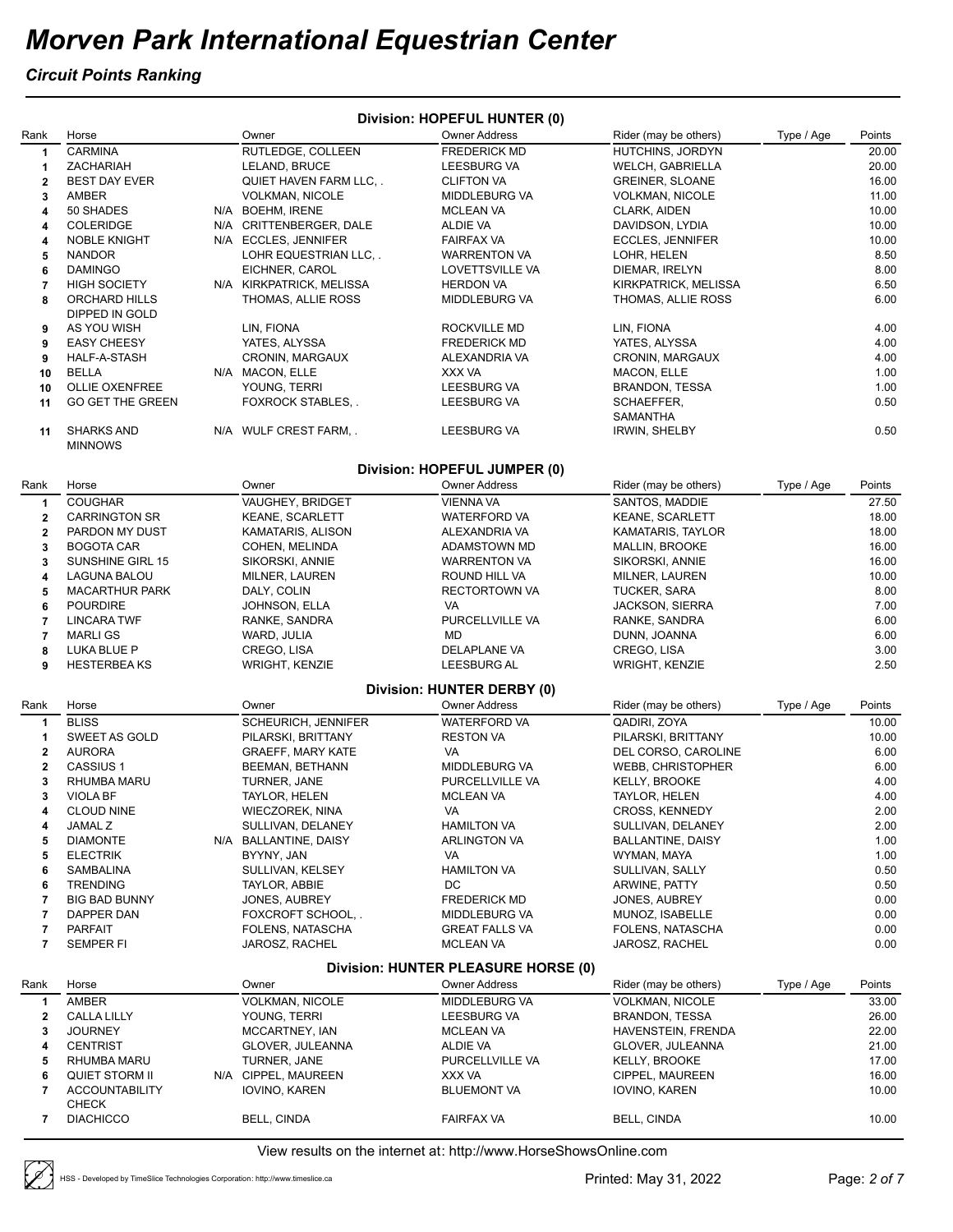# Morven Park International Equestrian Center

## Circuit Points Ranking

### Division: HOPEFUL HUNTER (0)

| Rank | Horse | | Owner | Owner Address | Rider (may be others) | Type / Age | Points |
|---|---|---|---|---|---|---|---|
| 1 | CARMINA | | RUTLEDGE, COLLEEN | FREDERICK MD | HUTCHINS, JORDYN | | 20.00 |
| 1 | ZACHARIAH | | LELAND, BRUCE | LEESBURG VA | WELCH, GABRIELLA | | 20.00 |
| 2 | BEST DAY EVER | | QUIET HAVEN FARM LLC, . | CLIFTON VA | GREINER, SLOANE | | 16.00 |
| 3 | AMBER | | VOLKMAN, NICOLE | MIDDLEBURG VA | VOLKMAN, NICOLE | | 11.00 |
| 4 | 50 SHADES | N/A | BOEHM, IRENE | MCLEAN VA | CLARK, AIDEN | | 10.00 |
| 4 | COLERIDGE | N/A | CRITTENBERGER, DALE | ALDIE VA | DAVIDSON, LYDIA | | 10.00 |
| 4 | NOBLE KNIGHT | N/A | ECCLES, JENNIFER | FAIRFAX VA | ECCLES, JENNIFER | | 10.00 |
| 5 | NANDOR | | LOHR EQUESTRIAN LLC, . | WARRENTON VA | LOHR, HELEN | | 8.50 |
| 6 | DAMINGO | | EICHNER, CAROL | LOVETTSVILLE VA | DIEMAR, IRELYN | | 8.00 |
| 7 | HIGH SOCIETY | N/A | KIRKPATRICK, MELISSA | HERDON VA | KIRKPATRICK, MELISSA | | 6.50 |
| 8 | ORCHARD HILLS DIPPED IN GOLD | | THOMAS, ALLIE ROSS | MIDDLEBURG VA | THOMAS, ALLIE ROSS | | 6.00 |
| 9 | AS YOU WISH | | LIN, FIONA | ROCKVILLE MD | LIN, FIONA | | 4.00 |
| 9 | EASY CHEESY | | YATES, ALYSSA | FREDERICK MD | YATES, ALYSSA | | 4.00 |
| 9 | HALF-A-STASH | | CRONIN, MARGAUX | ALEXANDRIA VA | CRONIN, MARGAUX | | 4.00 |
| 10 | BELLA | N/A | MACON, ELLE | XXX VA | MACON, ELLE | | 1.00 |
| 10 | OLLIE OXENFREE | | YOUNG, TERRI | LEESBURG VA | BRANDON, TESSA | | 1.00 |
| 11 | GO GET THE GREEN | | FOXROCK STABLES, . | LEESBURG VA | SCHAEFFER, SAMANTHA | | 0.50 |
| 11 | SHARKS AND MINNOWS | N/A | WULF CREST FARM, . | LEESBURG VA | IRWIN, SHELBY | | 0.50 |

### Division: HOPEFUL JUMPER (0)

| Rank | Horse | Owner | Owner Address | Rider (may be others) | Type / Age | Points |
|---|---|---|---|---|---|---|
| 1 | COUGHAR | VAUGHEY, BRIDGET | VIENNA VA | SANTOS, MADDIE | | 27.50 |
| 2 | CARRINGTON SR | KEANE, SCARLETT | WATERFORD VA | KEANE, SCARLETT | | 18.00 |
| 2 | PARDON MY DUST | KAMATARIS, ALISON | ALEXANDRIA VA | KAMATARIS, TAYLOR | | 18.00 |
| 3 | BOGOTA CAR | COHEN, MELINDA | ADAMSTOWN MD | MALLIN, BROOKE | | 16.00 |
| 3 | SUNSHINE GIRL 15 | SIKORSKI, ANNIE | WARRENTON VA | SIKORSKI, ANNIE | | 16.00 |
| 4 | LAGUNA BALOU | MILNER, LAUREN | ROUND HILL VA | MILNER, LAUREN | | 10.00 |
| 5 | MACARTHUR PARK | DALY, COLIN | RECTORTOWN VA | TUCKER, SARA | | 8.00 |
| 6 | POURDIRE | JOHNSON, ELLA | VA | JACKSON, SIERRA | | 7.00 |
| 7 | LINCARA TWF | RANKE, SANDRA | PURCELLVILLE VA | RANKE, SANDRA | | 6.00 |
| 7 | MARLI GS | WARD, JULIA | MD | DUNN, JOANNA | | 6.00 |
| 8 | LUKA BLUE P | CREGO, LISA | DELAPLANE VA | CREGO, LISA | | 3.00 |
| 9 | HESTERBEA KS | WRIGHT, KENZIE | LEESBURG AL | WRIGHT, KENZIE | | 2.50 |

### Division: HUNTER DERBY (0)

| Rank | Horse | | Owner | Owner Address | Rider (may be others) | Type / Age | Points |
|---|---|---|---|---|---|---|---|
| 1 | BLISS | | SCHEURICH, JENNIFER | WATERFORD VA | QADIRI, ZOYA | | 10.00 |
| 1 | SWEET AS GOLD | | PILARSKI, BRITTANY | RESTON VA | PILARSKI, BRITTANY | | 10.00 |
| 2 | AURORA | | GRAEFF, MARY KATE | VA | DEL CORSO, CAROLINE | | 6.00 |
| 2 | CASSIUS 1 | | BEEMAN, BETHANN | MIDDLEBURG VA | WEBB, CHRISTOPHER | | 6.00 |
| 3 | RHUMBA MARU | | TURNER, JANE | PURCELLVILLE VA | KELLY, BROOKE | | 4.00 |
| 3 | VIOLA BF | | TAYLOR, HELEN | MCLEAN VA | TAYLOR, HELEN | | 4.00 |
| 4 | CLOUD NINE | | WIECZOREK, NINA | VA | CROSS, KENNEDY | | 2.00 |
| 4 | JAMAL Z | | SULLIVAN, DELANEY | HAMILTON VA | SULLIVAN, DELANEY | | 2.00 |
| 5 | DIAMONTE | N/A | BALLANTINE, DAISY | ARLINGTON VA | BALLANTINE, DAISY | | 1.00 |
| 5 | ELECTRIK | | BYYNY, JAN | VA | WYMAN, MAYA | | 1.00 |
| 6 | SAMBALINA | | SULLIVAN, KELSEY | HAMILTON VA | SULLIVAN, SALLY | | 0.50 |
| 6 | TRENDING | | TAYLOR, ABBIE | DC | ARWINE, PATTY | | 0.50 |
| 7 | BIG BAD BUNNY | | JONES, AUBREY | FREDERICK MD | JONES, AUBREY | | 0.00 |
| 7 | DAPPER DAN | | FOXCROFT SCHOOL, . | MIDDLEBURG VA | MUNOZ, ISABELLE | | 0.00 |
| 7 | PARFAIT | | FOLENS, NATASCHA | GREAT FALLS VA | FOLENS, NATASCHA | | 0.00 |
| 7 | SEMPER FI | | JAROSZ, RACHEL | MCLEAN VA | JAROSZ, RACHEL | | 0.00 |

### Division: HUNTER PLEASURE HORSE (0)

| Rank | Horse | | Owner | Owner Address | Rider (may be others) | Type / Age | Points |
|---|---|---|---|---|---|---|---|
| 1 | AMBER | | VOLKMAN, NICOLE | MIDDLEBURG VA | VOLKMAN, NICOLE | | 33.00 |
| 2 | CALLA LILLY | | YOUNG, TERRI | LEESBURG VA | BRANDON, TESSA | | 26.00 |
| 3 | JOURNEY | | MCCARTNEY, IAN | MCLEAN VA | HAVENSTEIN, FRENDA | | 22.00 |
| 4 | CENTRIST | | GLOVER, JULEANNA | ALDIE VA | GLOVER, JULEANNA | | 21.00 |
| 5 | RHUMBA MARU | | TURNER, JANE | PURCELLVILLE VA | KELLY, BROOKE | | 17.00 |
| 6 | QUIET STORM II | N/A | CIPPEL, MAUREEN | XXX VA | CIPPEL, MAUREEN | | 16.00 |
| 7 | ACCOUNTABILITY CHECK | | IOVINO, KAREN | BLUEMONT VA | IOVINO, KAREN | | 10.00 |
| 7 | DIACHICCO | | BELL, CINDA | FAIRFAX VA | BELL, CINDA | | 10.00 |

View results on the internet at: http://www.HorseShowsOnline.com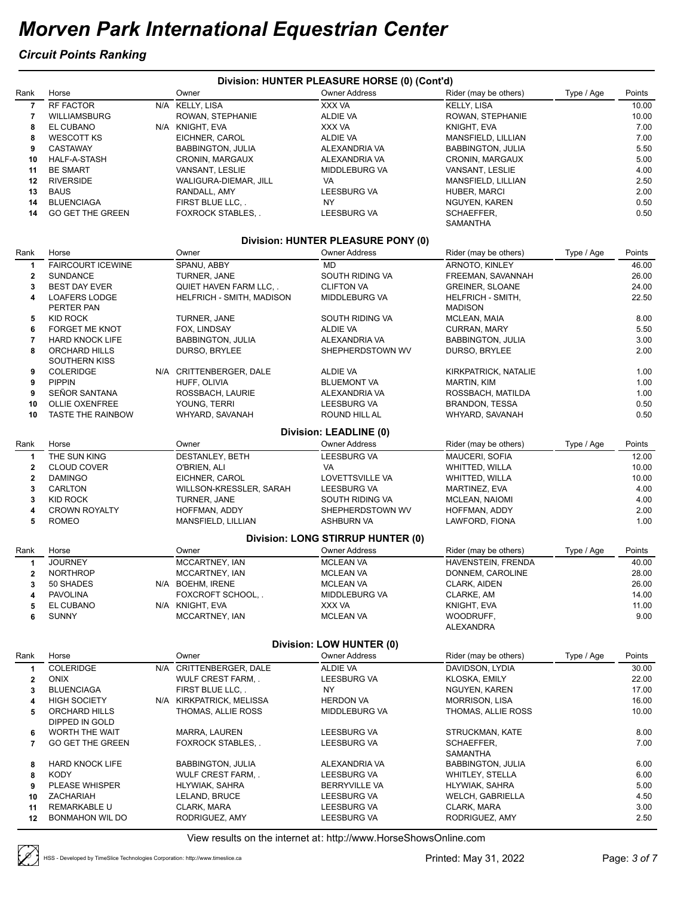# Morven Park International Equestrian Center

## *Circuit Points Ranking*

### Division: HUNTER PLEASURE HORSE (0) (Cont'd)

| Rank | Horse | | Owner | Owner Address | Rider (may be others) | Type / Age | Points |
|---|---|---|---|---|---|---|---|
| 7 | RF FACTOR | N/A | KELLY, LISA | XXX VA | KELLY, LISA | | 10.00 |
| 7 | WILLIAMSBURG | | ROWAN, STEPHANIE | ALDIE VA | ROWAN, STEPHANIE | | 10.00 |
| 8 | EL CUBANO | N/A | KNIGHT, EVA | XXX VA | KNIGHT, EVA | | 7.00 |
| 8 | WESCOTT KS | | EICHNER, CAROL | ALDIE VA | MANSFIELD, LILLIAN | | 7.00 |
| 9 | CASTAWAY | | BABBINGTON, JULIA | ALEXANDRIA VA | BABBINGTON, JULIA | | 5.50 |
| 10 | HALF-A-STASH | | CRONIN, MARGAUX | ALEXANDRIA VA | CRONIN, MARGAUX | | 5.00 |
| 11 | BE SMART | | VANSANT, LESLIE | MIDDLEBURG VA | VANSANT, LESLIE | | 4.00 |
| 12 | RIVERSIDE | | WALIGURA-DIEMAR, JILL | VA | MANSFIELD, LILLIAN | | 2.50 |
| 13 | BAUS | | RANDALL, AMY | LEESBURG VA | HUBER, MARCI | | 2.00 |
| 14 | BLUENCIAGA | | FIRST BLUE LLC, . | NY | NGUYEN, KAREN | | 0.50 |
| 14 | GO GET THE GREEN | | FOXROCK STABLES, . | LEESBURG VA | SCHAEFFER, SAMANTHA | | 0.50 |

### Division: HUNTER PLEASURE PONY (0)

| Rank | Horse | | Owner | Owner Address | Rider (may be others) | Type / Age | Points |
|---|---|---|---|---|---|---|---|
| 1 | FAIRCOURT ICEWINE | | SPANU, ABBY | MD | ARNOTO, KINLEY | | 46.00 |
| 2 | SUNDANCE | | TURNER, JANE | SOUTH RIDING VA | FREEMAN, SAVANNAH | | 26.00 |
| 3 | BEST DAY EVER | | QUIET HAVEN FARM LLC, . | CLIFTON VA | GREINER, SLOANE | | 24.00 |
| 4 | LOAFERS LODGE PERTER PAN | | HELFRICH - SMITH, MADISON | MIDDLEBURG VA | HELFRICH - SMITH, MADISON | | 22.50 |
| 5 | KID ROCK | | TURNER, JANE | SOUTH RIDING VA | MCLEAN, MAIA | | 8.00 |
| 6 | FORGET ME KNOT | | FOX, LINDSAY | ALDIE VA | CURRAN, MARY | | 5.50 |
| 7 | HARD KNOCK LIFE | | BABBINGTON, JULIA | ALEXANDRIA VA | BABBINGTON, JULIA | | 3.00 |
| 8 | ORCHARD HILLS SOUTHERN KISS | | DURSO, BRYLEE | SHEPHERDSTOWN WV | DURSO, BRYLEE | | 2.00 |
| 9 | COLERIDGE | N/A | CRITTENBERGER, DALE | ALDIE VA | KIRKPATRICK, NATALIE | | 1.00 |
| 9 | PIPPIN | | HUFF, OLIVIA | BLUEMONT VA | MARTIN, KIM | | 1.00 |
| 9 | SEÑOR SANTANA | | ROSSBACH, LAURIE | ALEXANDRIA VA | ROSSBACH, MATILDA | | 1.00 |
| 10 | OLLIE OXENFREE | | YOUNG, TERRI | LEESBURG VA | BRANDON, TESSA | | 0.50 |
| 10 | TASTE THE RAINBOW | | WHYARD, SAVANAH | ROUND HILL AL | WHYARD, SAVANAH | | 0.50 |

### Division: LEADLINE (0)

| Rank | Horse | | Owner | Owner Address | Rider (may be others) | Type / Age | Points |
|---|---|---|---|---|---|---|---|
| 1 | THE SUN KING | | DESTANLEY, BETH | LEESBURG VA | MAUCERI, SOFIA | | 12.00 |
| 2 | CLOUD COVER | | O'BRIEN, ALI | VA | WHITTED, WILLA | | 10.00 |
| 2 | DAMINGO | | EICHNER, CAROL | LOVETTSVILLE VA | WHITTED, WILLA | | 10.00 |
| 3 | CARLTON | | WILLSON-KRESSLER, SARAH | LEESBURG VA | MARTINEZ, EVA | | 4.00 |
| 3 | KID ROCK | | TURNER, JANE | SOUTH RIDING VA | MCLEAN, NAIOMI | | 4.00 |
| 4 | CROWN ROYALTY | | HOFFMAN, ADDY | SHEPHERDSTOWN WV | HOFFMAN, ADDY | | 2.00 |
| 5 | ROMEO | | MANSFIELD, LILLIAN | ASHBURN VA | LAWFORD, FIONA | | 1.00 |

### Division: LONG STIRRUP HUNTER (0)

| Rank | Horse | | Owner | Owner Address | Rider (may be others) | Type / Age | Points |
|---|---|---|---|---|---|---|---|
| 1 | JOURNEY | | MCCARTNEY, IAN | MCLEAN VA | HAVENSTEIN, FRENDA | | 40.00 |
| 2 | NORTHROP | | MCCARTNEY, IAN | MCLEAN VA | DONNEM, CAROLINE | | 28.00 |
| 3 | 50 SHADES | N/A | BOEHM, IRENE | MCLEAN VA | CLARK, AIDEN | | 26.00 |
| 4 | PAVOLINA | | FOXCROFT SCHOOL, . | MIDDLEBURG VA | CLARKE, AM | | 14.00 |
| 5 | EL CUBANO | N/A | KNIGHT, EVA | XXX VA | KNIGHT, EVA | | 11.00 |
| 6 | SUNNY | | MCCARTNEY, IAN | MCLEAN VA | WOODRUFF, ALEXANDRA | | 9.00 |

### Division: LOW HUNTER (0)

| Rank | Horse | | Owner | Owner Address | Rider (may be others) | Type / Age | Points |
|---|---|---|---|---|---|---|---|
| 1 | COLERIDGE | N/A | CRITTENBERGER, DALE | ALDIE VA | DAVIDSON, LYDIA | | 30.00 |
| 2 | ONIX | | WULF CREST FARM, . | LEESBURG VA | KLOSKA, EMILY | | 22.00 |
| 3 | BLUENCIAGA | | FIRST BLUE LLC, . | NY | NGUYEN, KAREN | | 17.00 |
| 4 | HIGH SOCIETY | N/A | KIRKPATRICK, MELISSA | HERDON VA | MORRISON, LISA | | 16.00 |
| 5 | ORCHARD HILLS DIPPED IN GOLD | | THOMAS, ALLIE ROSS | MIDDLEBURG VA | THOMAS, ALLIE ROSS | | 10.00 |
| 6 | WORTH THE WAIT | | MARRA, LAUREN | LEESBURG VA | STRUCKMAN, KATE | | 8.00 |
| 7 | GO GET THE GREEN | | FOXROCK STABLES, . | LEESBURG VA | SCHAEFFER, SAMANTHA | | 7.00 |
| 8 | HARD KNOCK LIFE | | BABBINGTON, JULIA | ALEXANDRIA VA | BABBINGTON, JULIA | | 6.00 |
| 8 | KODY | | WULF CREST FARM, . | LEESBURG VA | WHITLEY, STELLA | | 6.00 |
| 9 | PLEASE WHISPER | | HLYWIAK, SAHRA | BERRYVILLE VA | HLYWIAK, SAHRA | | 5.00 |
| 10 | ZACHARIAH | | LELAND, BRUCE | LEESBURG VA | WELCH, GABRIELLA | | 4.50 |
| 11 | REMARKABLE U | | CLARK, MARA | LEESBURG VA | CLARK, MARA | | 3.00 |
| 12 | BONMAHON WIL DO | | RODRIGUEZ, AMY | LEESBURG VA | RODRIGUEZ, AMY | | 2.50 |

View results on the internet at: http://www.HorseShowsOnline.com

HSS - Developed by TimeSlice Technologies Corporation: http://www.timeslice.ca

Printed: May 31, 2022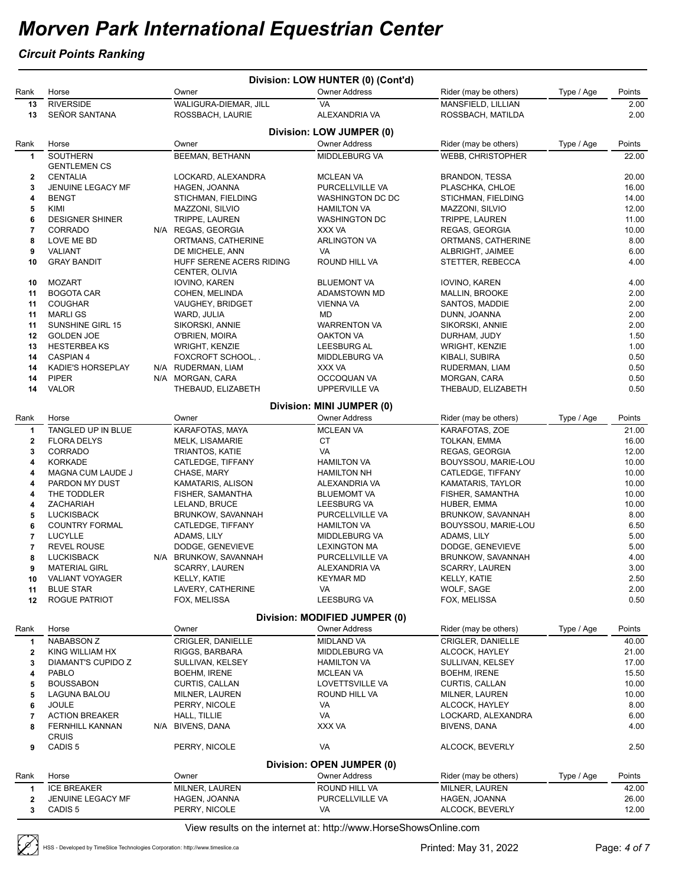# Morven Park International Equestrian Center

*Circuit Points Ranking*

## Division: LOW HUNTER (0) (Cont'd)

| Rank | Horse | | Owner | Owner Address | Rider (may be others) | Type / Age | Points |
|---|---|---|---|---|---|---|---|
| 13 | RIVERSIDE | | WALIGURA-DIEMAR, JILL | VA | MANSFIELD, LILLIAN | | 2.00 |
| 13 | SEÑOR SANTANA | | ROSSBACH, LAURIE | ALEXANDRIA VA | ROSSBACH, MATILDA | | 2.00 |

## Division: LOW JUMPER (0)

| Rank | Horse | | Owner | Owner Address | Rider (may be others) | Type / Age | Points |
|---|---|---|---|---|---|---|---|
| 1 | SOUTHERN GENTLEMEN CS | | BEEMAN, BETHANN | MIDDLEBURG VA | WEBB, CHRISTOPHER | | 22.00 |
| 2 | CENTALIA | | LOCKARD, ALEXANDRA | MCLEAN VA | BRANDON, TESSA | | 20.00 |
| 3 | JENUINE LEGACY MF | | HAGEN, JOANNA | PURCELLVILLE VA | PLASCHKA, CHLOE | | 16.00 |
| 4 | BENGT | | STICHMAN, FIELDING | WASHINGTON DC DC | STICHMAN, FIELDING | | 14.00 |
| 5 | KIMI | | MAZZONI, SILVIO | HAMILTON VA | MAZZONI, SILVIO | | 12.00 |
| 6 | DESIGNER SHINER | | TRIPPE, LAUREN | WASHINGTON DC | TRIPPE, LAUREN | | 11.00 |
| 7 | CORRADO | N/A | REGAS, GEORGIA | XXX VA | REGAS, GEORGIA | | 10.00 |
| 8 | LOVE ME BD | | ORTMANS, CATHERINE | ARLINGTON VA | ORTMANS, CATHERINE | | 8.00 |
| 9 | VALIANT | | DE MICHELE, ANN | VA | ALBRIGHT, JAIMEE | | 6.00 |
| 10 | GRAY BANDIT | | HUFF SERENE ACERS RIDING CENTER, OLIVIA | ROUND HILL VA | STETTER, REBECCA | | 4.00 |
| 10 | MOZART | | IOVINO, KAREN | BLUEMONT VA | IOVINO, KAREN | | 4.00 |
| 11 | BOGOTA CAR | | COHEN, MELINDA | ADAMSTOWN MD | MALLIN, BROOKE | | 2.00 |
| 11 | COUGHAR | | VAUGHEY, BRIDGET | VIENNA VA | SANTOS, MADDIE | | 2.00 |
| 11 | MARLI GS | | WARD, JULIA | MD | DUNN, JOANNA | | 2.00 |
| 11 | SUNSHINE GIRL 15 | | SIKORSKI, ANNIE | WARRENTON VA | SIKORSKI, ANNIE | | 2.00 |
| 12 | GOLDEN JOE | | O'BRIEN, MOIRA | OAKTON VA | DURHAM, JUDY | | 1.50 |
| 13 | HESTERBEA KS | | WRIGHT, KENZIE | LEESBURG AL | WRIGHT, KENZIE | | 1.00 |
| 14 | CASPIAN 4 | | FOXCROFT SCHOOL, . | MIDDLEBURG VA | KIBALI, SUBIRA | | 0.50 |
| 14 | KADIE'S HORSEPLAY | N/A | RUDERMAN, LIAM | XXX VA | RUDERMAN, LIAM | | 0.50 |
| 14 | PIPER | N/A | MORGAN, CARA | OCCOQUAN VA | MORGAN, CARA | | 0.50 |
| 14 | VALOR | | THEBAUD, ELIZABETH | UPPERVILLE VA | THEBAUD, ELIZABETH | | 0.50 |

## Division: MINI JUMPER (0)

| Rank | Horse | | Owner | Owner Address | Rider (may be others) | Type / Age | Points |
|---|---|---|---|---|---|---|---|
| 1 | TANGLED UP IN BLUE | | KARAFOTAS, MAYA | MCLEAN VA | KARAFOTAS, ZOE | | 21.00 |
| 2 | FLORA DELYS | | MELK, LISAMARIE | CT | TOLKAN, EMMA | | 16.00 |
| 3 | CORRADO | | TRIANTOS, KATIE | VA | REGAS, GEORGIA | | 12.00 |
| 4 | KORKADE | | CATLEDGE, TIFFANY | HAMILTON VA | BOUYSSOU, MARIE-LOU | | 10.00 |
| 4 | MAGNA CUM LAUDE J | | CHASE, MARY | HAMILTON NH | CATLEDGE, TIFFANY | | 10.00 |
| 4 | PARDON MY DUST | | KAMATARIS, ALISON | ALEXANDRIA VA | KAMATARIS, TAYLOR | | 10.00 |
| 4 | THE TODDLER | | FISHER, SAMANTHA | BLUEMOMT VA | FISHER, SAMANTHA | | 10.00 |
| 4 | ZACHARIAH | | LELAND, BRUCE | LEESBURG VA | HUBER, EMMA | | 10.00 |
| 5 | LUCKISBACK | | BRUNKOW, SAVANNAH | PURCELLVILLE VA | BRUNKOW, SAVANNAH | | 8.00 |
| 6 | COUNTRY FORMAL | | CATLEDGE, TIFFANY | HAMILTON VA | BOUYSSOU, MARIE-LOU | | 6.50 |
| 7 | LUCYLLE | | ADAMS, LILY | MIDDLEBURG VA | ADAMS, LILY | | 5.00 |
| 7 | REVEL ROUSE | | DODGE, GENEVIEVE | LEXINGTON MA | DODGE, GENEVIEVE | | 5.00 |
| 8 | LUCKISBACK | N/A | BRUNKOW, SAVANNAH | PURCELLVILLE VA | BRUNKOW, SAVANNAH | | 4.00 |
| 9 | MATERIAL GIRL | | SCARRY, LAUREN | ALEXANDRIA VA | SCARRY, LAUREN | | 3.00 |
| 10 | VALIANT VOYAGER | | KELLY, KATIE | KEYMAR MD | KELLY, KATIE | | 2.50 |
| 11 | BLUE STAR | | LAVERY, CATHERINE | VA | WOLF, SAGE | | 2.00 |
| 12 | ROGUE PATRIOT | | FOX, MELISSA | LEESBURG VA | FOX, MELISSA | | 0.50 |

## Division: MODIFIED JUMPER (0)

| Rank | Horse | | Owner | Owner Address | Rider (may be others) | Type / Age | Points |
|---|---|---|---|---|---|---|---|
| 1 | NABABSON Z | | CRIGLER, DANIELLE | MIDLAND VA | CRIGLER, DANIELLE | | 40.00 |
| 2 | KING WILLIAM HX | | RIGGS, BARBARA | MIDDLEBURG VA | ALCOCK, HAYLEY | | 21.00 |
| 3 | DIAMANT'S CUPIDO Z | | SULLIVAN, KELSEY | HAMILTON VA | SULLIVAN, KELSEY | | 17.00 |
| 4 | PABLO | | BOEHM, IRENE | MCLEAN VA | BOEHM, IRENE | | 15.50 |
| 5 | BOUSSABON | | CURTIS, CALLAN | LOVETTSVILLE VA | CURTIS, CALLAN | | 10.00 |
| 5 | LAGUNA BALOU | | MILNER, LAUREN | ROUND HILL VA | MILNER, LAUREN | | 10.00 |
| 6 | JOULE | | PERRY, NICOLE | VA | ALCOCK, HAYLEY | | 8.00 |
| 7 | ACTION BREAKER | | HALL, TILLIE | VA | LOCKARD, ALEXANDRA | | 6.00 |
| 8 | FERNHILL KANNAN CRUIS | N/A | BIVENS, DANA | XXX VA | BIVENS, DANA | | 4.00 |
| 9 | CADIS 5 | | PERRY, NICOLE | VA | ALCOCK, BEVERLY | | 2.50 |

## Division: OPEN JUMPER (0)

| Rank | Horse | | Owner | Owner Address | Rider (may be others) | Type / Age | Points |
|---|---|---|---|---|---|---|---|
| 1 | ICE BREAKER | | MILNER, LAUREN | ROUND HILL VA | MILNER, LAUREN | | 42.00 |
| 2 | JENUINE LEGACY MF | | HAGEN, JOANNA | PURCELLVILLE VA | HAGEN, JOANNA | | 26.00 |
| 3 | CADIS 5 | | PERRY, NICOLE | VA | ALCOCK, BEVERLY | | 12.00 |

View results on the internet at: http://www.HorseShowsOnline.com

HSS - Developed by TimeSlice Technologies Corporation: http://www.timeslice.ca

Printed: May 31, 2022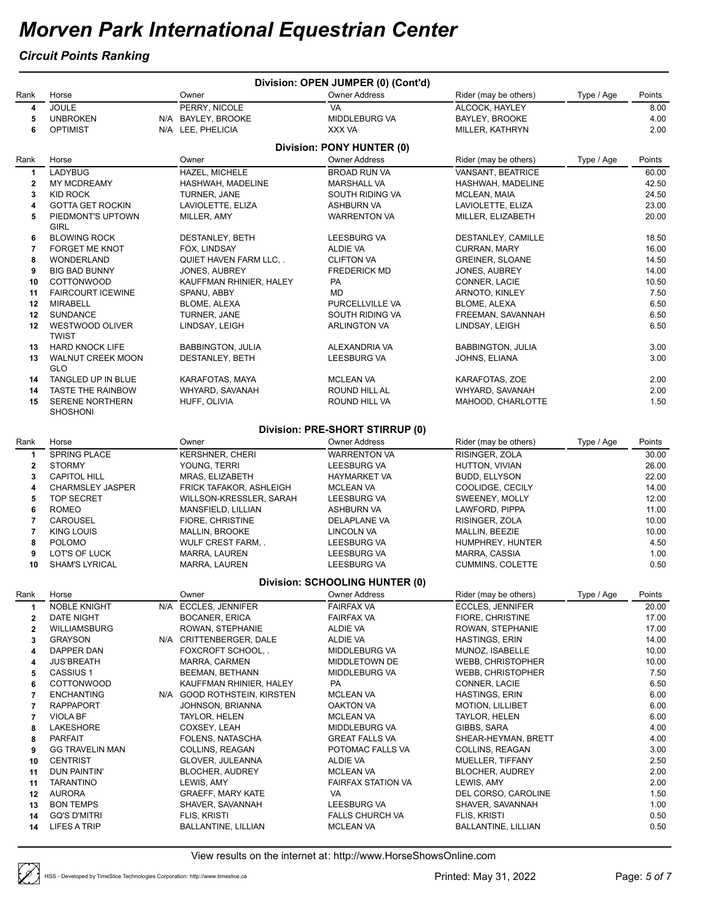# Morven Park International Equestrian Center

## Circuit Points Ranking

### Division: OPEN JUMPER (0) (Cont'd)

| Rank | Horse | | Owner | Owner Address | Rider (may be others) | Type / Age | Points |
|---|---|---|---|---|---|---|---|
| 4 | JOULE | | PERRY, NICOLE | VA | ALCOCK, HAYLEY | | 8.00 |
| 5 | UNBROKEN | N/A | BAYLEY, BROOKE | MIDDLEBURG VA | BAYLEY, BROOKE | | 4.00 |
| 6 | OPTIMIST | N/A | LEE, PHELICIA | XXX VA | MILLER, KATHRYN | | 2.00 |

### Division: PONY HUNTER (0)

| Rank | Horse | Owner | Owner Address | Rider (may be others) | Type / Age | Points |
|---|---|---|---|---|---|---|
| 1 | LADYBUG | HAZEL, MICHELE | BROAD RUN VA | VANSANT, BEATRICE | | 60.00 |
| 2 | MY MCDREAMY | HASHWAH, MADELINE | MARSHALL VA | HASHWAH, MADELINE | | 42.50 |
| 3 | KID ROCK | TURNER, JANE | SOUTH RIDING VA | MCLEAN, MAIA | | 24.50 |
| 4 | GOTTA GET ROCKIN | LAVIOLETTE, ELIZA | ASHBURN VA | LAVIOLETTE, ELIZA | | 23.00 |
| 5 | PIEDMONT'S UPTOWN GIRL | MILLER, AMY | WARRENTON VA | MILLER, ELIZABETH | | 20.00 |
| 6 | BLOWING ROCK | DESTANLEY, BETH | LEESBURG VA | DESTANLEY, CAMILLE | | 18.50 |
| 7 | FORGET ME KNOT | FOX, LINDSAY | ALDIE VA | CURRAN, MARY | | 16.00 |
| 8 | WONDERLAND | QUIET HAVEN FARM LLC, . | CLIFTON VA | GREINER, SLOANE | | 14.50 |
| 9 | BIG BAD BUNNY | JONES, AUBREY | FREDERICK MD | JONES, AUBREY | | 14.00 |
| 10 | COTTONWOOD | KAUFFMAN RHINIER, HALEY | PA | CONNER, LACIE | | 10.50 |
| 11 | FAIRCOURT ICEWINE | SPANU, ABBY | MD | ARNOTO, KINLEY | | 7.50 |
| 12 | MIRABELL | BLOME, ALEXA | PURCELLVILLE VA | BLOME, ALEXA | | 6.50 |
| 12 | SUNDANCE | TURNER, JANE | SOUTH RIDING VA | FREEMAN, SAVANNAH | | 6.50 |
| 12 | WESTWOOD OLIVER TWIST | LINDSAY, LEIGH | ARLINGTON VA | LINDSAY, LEIGH | | 6.50 |
| 13 | HARD KNOCK LIFE | BABBINGTON, JULIA | ALEXANDRIA VA | BABBINGTON, JULIA | | 3.00 |
| 13 | WALNUT CREEK MOON GLO | DESTANLEY, BETH | LEESBURG VA | JOHNS, ELIANA | | 3.00 |
| 14 | TANGLED UP IN BLUE | KARAFOTAS, MAYA | MCLEAN VA | KARAFOTAS, ZOE | | 2.00 |
| 14 | TASTE THE RAINBOW | WHYARD, SAVANAH | ROUND HILL AL | WHYARD, SAVANAH | | 2.00 |
| 15 | SERENE NORTHERN SHOSHONI | HUFF, OLIVIA | ROUND HILL VA | MAHOOD, CHARLOTTE | | 1.50 |

### Division: PRE-SHORT STIRRUP (0)

| Rank | Horse | Owner | Owner Address | Rider (may be others) | Type / Age | Points |
|---|---|---|---|---|---|---|
| 1 | SPRING PLACE | KERSHNER, CHERI | WARRENTON VA | RISINGER, ZOLA | | 30.00 |
| 2 | STORMY | YOUNG, TERRI | LEESBURG VA | HUTTON, VIVIAN | | 26.00 |
| 3 | CAPITOL HILL | MRAS, ELIZABETH | HAYMARKET VA | BUDD, ELLYSON | | 22.00 |
| 4 | CHARMSLEY JASPER | FRICK TAFAKOR, ASHLEIGH | MCLEAN VA | COOLIDGE, CECILY | | 14.00 |
| 5 | TOP SECRET | WILLSON-KRESSLER, SARAH | LEESBURG VA | SWEENEY, MOLLY | | 12.00 |
| 6 | ROMEO | MANSFIELD, LILLIAN | ASHBURN VA | LAWFORD, PIPPA | | 11.00 |
| 7 | CAROUSEL | FIORE, CHRISTINE | DELAPLANE VA | RISINGER, ZOLA | | 10.00 |
| 7 | KING LOUIS | MALLIN, BROOKE | LINCOLN VA | MALLIN, BEEZIE | | 10.00 |
| 8 | POLOMO | WULF CREST FARM, . | LEESBURG VA | HUMPHREY, HUNTER | | 4.50 |
| 9 | LOT'S OF LUCK | MARRA, LAUREN | LEESBURG VA | MARRA, CASSIA | | 1.00 |
| 10 | SHAM'S LYRICAL | MARRA, LAUREN | LEESBURG VA | CUMMINS, COLETTE | | 0.50 |

### Division: SCHOOLING HUNTER (0)

| Rank | Horse | | Owner | Owner Address | Rider (may be others) | Type / Age | Points |
|---|---|---|---|---|---|---|---|
| 1 | NOBLE KNIGHT | N/A | ECCLES, JENNIFER | FAIRFAX VA | ECCLES, JENNIFER | | 20.00 |
| 2 | DATE NIGHT | | BOCANER, ERICA | FAIRFAX VA | FIORE, CHRISTINE | | 17.00 |
| 2 | WILLIAMSBURG | | ROWAN, STEPHANIE | ALDIE VA | ROWAN, STEPHANIE | | 17.00 |
| 3 | GRAYSON | N/A | CRITTENBERGER, DALE | ALDIE VA | HASTINGS, ERIN | | 14.00 |
| 4 | DAPPER DAN | | FOXCROFT SCHOOL, . | MIDDLEBURG VA | MUNOZ, ISABELLE | | 10.00 |
| 4 | JUS'BREATH | | MARRA, CARMEN | MIDDLETOWN DE | WEBB, CHRISTOPHER | | 10.00 |
| 5 | CASSIUS 1 | | BEEMAN, BETHANN | MIDDLEBURG VA | WEBB, CHRISTOPHER | | 7.50 |
| 6 | COTTONWOOD | | KAUFFMAN RHINIER, HALEY | PA | CONNER, LACIE | | 6.50 |
| 7 | ENCHANTING | N/A | GOOD ROTHSTEIN, KIRSTEN | MCLEAN VA | HASTINGS, ERIN | | 6.00 |
| 7 | RAPPAPORT | | JOHNSON, BRIANNA | OAKTON VA | MOTION, LILLIBET | | 6.00 |
| 7 | VIOLA BF | | TAYLOR, HELEN | MCLEAN VA | TAYLOR, HELEN | | 6.00 |
| 8 | LAKESHORE | | COXSEY, LEAH | MIDDLEBURG VA | GIBBS, SARA | | 4.00 |
| 8 | PARFAIT | | FOLENS, NATASCHA | GREAT FALLS VA | SHEAR-HEYMAN, BRETT | | 4.00 |
| 9 | GG TRAVELIN MAN | | COLLINS, REAGAN | POTOMAC FALLS VA | COLLINS, REAGAN | | 3.00 |
| 10 | CENTRIST | | GLOVER, JULEANNA | ALDIE VA | MUELLER, TIFFANY | | 2.50 |
| 11 | DUN PAINTIN' | | BLOCHER, AUDREY | MCLEAN VA | BLOCHER, AUDREY | | 2.00 |
| 11 | TARANTINO | | LEWIS, AMY | FAIRFAX STATION VA | LEWIS, AMY | | 2.00 |
| 12 | AURORA | | GRAEFF, MARY KATE | VA | DEL CORSO, CAROLINE | | 1.50 |
| 13 | BON TEMPS | | SHAVER, SAVANNAH | LEESBURG VA | SHAVER, SAVANNAH | | 1.00 |
| 14 | GQ'S D'MITRI | | FLIS, KRISTI | FALLS CHURCH VA | FLIS, KRISTI | | 0.50 |
| 14 | LIFES A TRIP | | BALLANTINE, LILLIAN | MCLEAN VA | BALLANTINE, LILLIAN | | 0.50 |

View results on the internet at: http://www.HorseShowsOnline.com

HSS - Developed by TimeSlice Technologies Corporation: http://www.timeslice.ca

Printed: May 31, 2022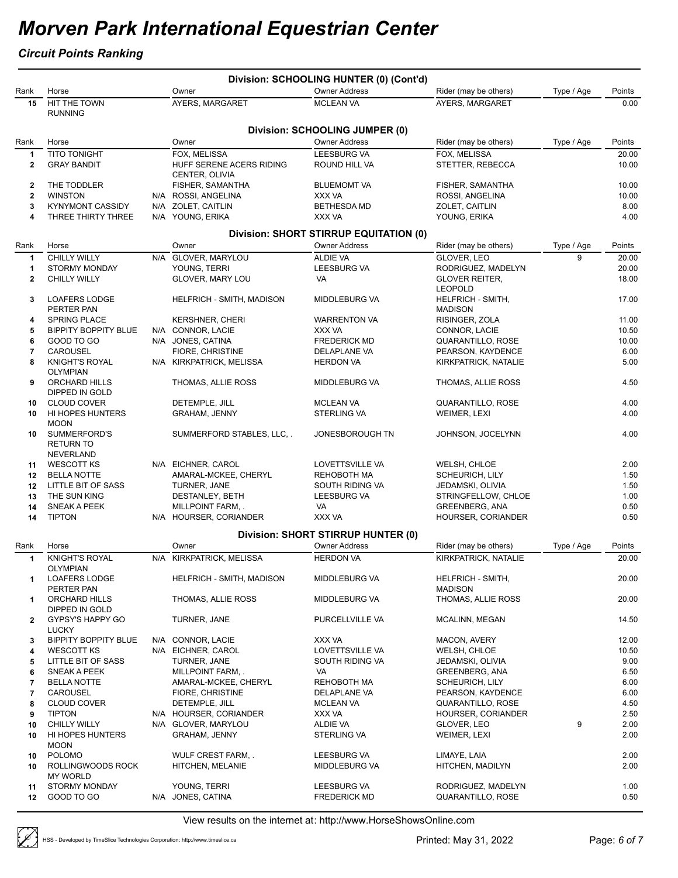# Morven Park International Equestrian Center

*Circuit Points Ranking*

### Division: SCHOOLING HUNTER (0) (Cont'd)

| Rank | Horse | | Owner | Owner Address | Rider (may be others) | Type / Age | Points |
|---|---|---|---|---|---|---|---|
| 15 | HIT THE TOWN RUNNING | | AYERS, MARGARET | MCLEAN VA | AYERS, MARGARET | | 0.00 |

### Division: SCHOOLING JUMPER (0)

| Rank | Horse | | Owner | Owner Address | Rider (may be others) | Type / Age | Points |
|---|---|---|---|---|---|---|---|
| 1 | TITO TONIGHT | | FOX, MELISSA | LEESBURG VA | FOX, MELISSA | | 20.00 |
| 2 | GRAY BANDIT | | HUFF SERENE ACERS RIDING CENTER, OLIVIA | ROUND HILL VA | STETTER, REBECCA | | 10.00 |
| 2 | THE TODDLER | | FISHER, SAMANTHA | BLUEMOMT VA | FISHER, SAMANTHA | | 10.00 |
| 2 | WINSTON | N/A | ROSSI, ANGELINA | XXX VA | ROSSI, ANGELINA | | 10.00 |
| 3 | KYNYMONT CASSIDY | N/A | ZOLET, CAITLIN | BETHESDA MD | ZOLET, CAITLIN | | 8.00 |
| 4 | THREE THIRTY THREE | N/A | YOUNG, ERIKA | XXX VA | YOUNG, ERIKA | | 4.00 |

### Division: SHORT STIRRUP EQUITATION (0)

| Rank | Horse | | Owner | Owner Address | Rider (may be others) | Type / Age | Points |
|---|---|---|---|---|---|---|---|
| 1 | CHILLY WILLY | N/A | GLOVER, MARYLOU | ALDIE VA | GLOVER, LEO | 9 | 20.00 |
| 1 | STORMY MONDAY | | YOUNG, TERRI | LEESBURG VA | RODRIGUEZ, MADELYN | | 20.00 |
| 2 | CHILLY WILLY | | GLOVER, MARY LOU | VA | GLOVER REITER, LEOPOLD | | 18.00 |
| 3 | LOAFERS LODGE PERTER PAN | | HELFRICH - SMITH, MADISON | MIDDLEBURG VA | HELFRICH - SMITH, MADISON | | 17.00 |
| 4 | SPRING PLACE | | KERSHNER, CHERI | WARRENTON VA | RISINGER, ZOLA | | 11.00 |
| 5 | BIPPITY BOPPITY BLUE | N/A | CONNOR, LACIE | XXX VA | CONNOR, LACIE | | 10.50 |
| 6 | GOOD TO GO | N/A | JONES, CATINA | FREDERICK MD | QUARANTILLO, ROSE | | 10.00 |
| 7 | CAROUSEL | | FIORE, CHRISTINE | DELAPLANE VA | PEARSON, KAYDENCE | | 6.00 |
| 8 | KNIGHT'S ROYAL OLYMPIAN | N/A | KIRKPATRICK, MELISSA | HERDON VA | KIRKPATRICK, NATALIE | | 5.00 |
| 9 | ORCHARD HILLS DIPPED IN GOLD | | THOMAS, ALLIE ROSS | MIDDLEBURG VA | THOMAS, ALLIE ROSS | | 4.50 |
| 10 | CLOUD COVER | | DETEMPLE, JILL | MCLEAN VA | QUARANTILLO, ROSE | | 4.00 |
| 10 | HI HOPES HUNTERS MOON | | GRAHAM, JENNY | STERLING VA | WEIMER, LEXI | | 4.00 |
| 10 | SUMMERFORD'S RETURN TO NEVERLAND | | SUMMERFORD STABLES, LLC, . | JONESBOROUGH TN | JOHNSON, JOCELYNN | | 4.00 |
| 11 | WESCOTT KS | N/A | EICHNER, CAROL | LOVETTSVILLE VA | WELSH, CHLOE | | 2.00 |
| 12 | BELLA NOTTE | | AMARAL-MCKEE, CHERYL | REHOBOTH MA | SCHEURICH, LILY | | 1.50 |
| 12 | LITTLE BIT OF SASS | | TURNER, JANE | SOUTH RIDING VA | JEDAMSKI, OLIVIA | | 1.50 |
| 13 | THE SUN KING | | DESTANLEY, BETH | LEESBURG VA | STRINGFELLOW, CHLOE | | 1.00 |
| 14 | SNEAK A PEEK | | MILLPOINT FARM, . | VA | GREENBERG, ANA | | 0.50 |
| 14 | TIPTON | N/A | HOURSER, CORIANDER | XXX VA | HOURSER, CORIANDER | | 0.50 |

### Division: SHORT STIRRUP HUNTER (0)

| Rank | Horse | | Owner | Owner Address | Rider (may be others) | Type / Age | Points |
|---|---|---|---|---|---|---|---|
| 1 | KNIGHT'S ROYAL OLYMPIAN | N/A | KIRKPATRICK, MELISSA | HERDON VA | KIRKPATRICK, NATALIE | | 20.00 |
| 1 | LOAFERS LODGE PERTER PAN | | HELFRICH - SMITH, MADISON | MIDDLEBURG VA | HELFRICH - SMITH, MADISON | | 20.00 |
| 1 | ORCHARD HILLS DIPPED IN GOLD | | THOMAS, ALLIE ROSS | MIDDLEBURG VA | THOMAS, ALLIE ROSS | | 20.00 |
| 2 | GYPSY'S HAPPY GO LUCKY | | TURNER, JANE | PURCELLVILLE VA | MCALINN, MEGAN | | 14.50 |
| 3 | BIPPITY BOPPITY BLUE | N/A | CONNOR, LACIE | XXX VA | MACON, AVERY | | 12.00 |
| 4 | WESCOTT KS | N/A | EICHNER, CAROL | LOVETTSVILLE VA | WELSH, CHLOE | | 10.50 |
| 5 | LITTLE BIT OF SASS | | TURNER, JANE | SOUTH RIDING VA | JEDAMSKI, OLIVIA | | 9.00 |
| 6 | SNEAK A PEEK | | MILLPOINT FARM, . | VA | GREENBERG, ANA | | 6.50 |
| 7 | BELLA NOTTE | | AMARAL-MCKEE, CHERYL | REHOBOTH MA | SCHEURICH, LILY | | 6.00 |
| 7 | CAROUSEL | | FIORE, CHRISTINE | DELAPLANE VA | PEARSON, KAYDENCE | | 6.00 |
| 8 | CLOUD COVER | | DETEMPLE, JILL | MCLEAN VA | QUARANTILLO, ROSE | | 4.50 |
| 9 | TIPTON | N/A | HOURSER, CORIANDER | XXX VA | HOURSER, CORIANDER | | 2.50 |
| 10 | CHILLY WILLY | N/A | GLOVER, MARYLOU | ALDIE VA | GLOVER, LEO | 9 | 2.00 |
| 10 | HI HOPES HUNTERS MOON | | GRAHAM, JENNY | STERLING VA | WEIMER, LEXI | | 2.00 |
| 10 | POLOMO | | WULF CREST FARM, . | LEESBURG VA | LIMAYE, LAIA | | 2.00 |
| 10 | ROLLINGWOODS ROCK MY WORLD | | HITCHEN, MELANIE | MIDDLEBURG VA | HITCHEN, MADILYN | | 2.00 |
| 11 | STORMY MONDAY | | YOUNG, TERRI | LEESBURG VA | RODRIGUEZ, MADELYN | | 1.00 |
| 12 | GOOD TO GO | N/A | JONES, CATINA | FREDERICK MD | QUARANTILLO, ROSE | | 0.50 |

View results on the internet at: http://www.HorseShowsOnline.com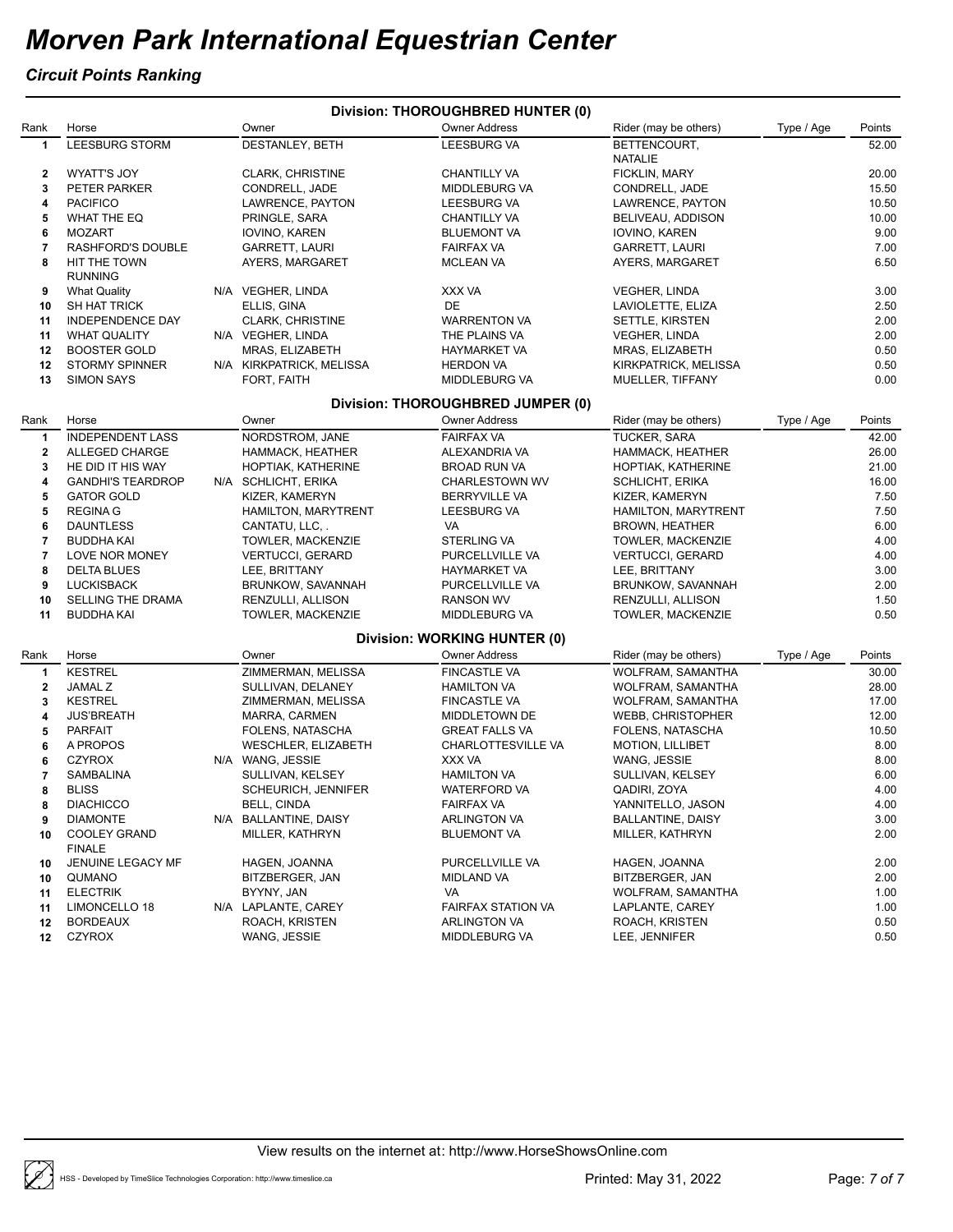# Morven Park International Equestrian Center

## Circuit Points Ranking

### Division: THOROUGHBRED HUNTER (0)

| Rank | Horse | | Owner | Owner Address | Rider (may be others) | Type / Age | Points |
|---|---|---|---|---|---|---|---|
| 1 | LEESBURG STORM | | DESTANLEY, BETH | LEESBURG VA | BETTENCOURT, NATALIE | | 52.00 |
| 2 | WYATT'S JOY | | CLARK, CHRISTINE | CHANTILLY VA | FICKLIN, MARY | | 20.00 |
| 3 | PETER PARKER | | CONDRELL, JADE | MIDDLEBURG VA | CONDRELL, JADE | | 15.50 |
| 4 | PACIFICO | | LAWRENCE, PAYTON | LEESBURG VA | LAWRENCE, PAYTON | | 10.50 |
| 5 | WHAT THE EQ | | PRINGLE, SARA | CHANTILLY VA | BELIVEAU, ADDISON | | 10.00 |
| 6 | MOZART | | IOVINO, KAREN | BLUEMONT VA | IOVINO, KAREN | | 9.00 |
| 7 | RASHFORD'S DOUBLE | | GARRETT, LAURI | FAIRFAX VA | GARRETT, LAURI | | 7.00 |
| 8 | HIT THE TOWN RUNNING | | AYERS, MARGARET | MCLEAN VA | AYERS, MARGARET | | 6.50 |
| 9 | What Quality | N/A | VEGHER, LINDA | XXX VA | VEGHER, LINDA | | 3.00 |
| 10 | SH HAT TRICK | | ELLIS, GINA | DE | LAVIOLETTE, ELIZA | | 2.50 |
| 11 | INDEPENDENCE DAY | | CLARK, CHRISTINE | WARRENTON VA | SETTLE, KIRSTEN | | 2.00 |
| 11 | WHAT QUALITY | N/A | VEGHER, LINDA | THE PLAINS VA | VEGHER, LINDA | | 2.00 |
| 12 | BOOSTER GOLD | | MRAS, ELIZABETH | HAYMARKET VA | MRAS, ELIZABETH | | 0.50 |
| 12 | STORMY SPINNER | N/A | KIRKPATRICK, MELISSA | HERDON VA | KIRKPATRICK, MELISSA | | 0.50 |
| 13 | SIMON SAYS | | FORT, FAITH | MIDDLEBURG VA | MUELLER, TIFFANY | | 0.00 |

### Division: THOROUGHBRED JUMPER (0)

| Rank | Horse | | Owner | Owner Address | Rider (may be others) | Type / Age | Points |
|---|---|---|---|---|---|---|---|
| 1 | INDEPENDENT LASS | | NORDSTROM, JANE | FAIRFAX VA | TUCKER, SARA | | 42.00 |
| 2 | ALLEGED CHARGE | | HAMMACK, HEATHER | ALEXANDRIA VA | HAMMACK, HEATHER | | 26.00 |
| 3 | HE DID IT HIS WAY | | HOPTIAK, KATHERINE | BROAD RUN VA | HOPTIAK, KATHERINE | | 21.00 |
| 4 | GANDHI'S TEARDROP | N/A | SCHLICHT, ERIKA | CHARLESTOWN WV | SCHLICHT, ERIKA | | 16.00 |
| 5 | GATOR GOLD | | KIZER, KAMERYN | BERRYVILLE VA | KIZER, KAMERYN | | 7.50 |
| 5 | REGINA G | | HAMILTON, MARYTRENT | LEESBURG VA | HAMILTON, MARYTRENT | | 7.50 |
| 6 | DAUNTLESS | | CANTATU, LLC, . | VA | BROWN, HEATHER | | 6.00 |
| 7 | BUDDHA KAI | | TOWLER, MACKENZIE | STERLING VA | TOWLER, MACKENZIE | | 4.00 |
| 7 | LOVE NOR MONEY | | VERTUCCI, GERARD | PURCELLVILLE VA | VERTUCCI, GERARD | | 4.00 |
| 8 | DELTA BLUES | | LEE, BRITTANY | HAYMARKET VA | LEE, BRITTANY | | 3.00 |
| 9 | LUCKISBACK | | BRUNKOW, SAVANNAH | PURCELLVILLE VA | BRUNKOW, SAVANNAH | | 2.00 |
| 10 | SELLING THE DRAMA | | RENZULLI, ALLISON | RANSON WV | RENZULLI, ALLISON | | 1.50 |
| 11 | BUDDHA KAI | | TOWLER, MACKENZIE | MIDDLEBURG VA | TOWLER, MACKENZIE | | 0.50 |

### Division: WORKING HUNTER (0)

| Rank | Horse | | Owner | Owner Address | Rider (may be others) | Type / Age | Points |
|---|---|---|---|---|---|---|---|
| 1 | KESTREL | | ZIMMERMAN, MELISSA | FINCASTLE VA | WOLFRAM, SAMANTHA | | 30.00 |
| 2 | JAMAL Z | | SULLIVAN, DELANEY | HAMILTON VA | WOLFRAM, SAMANTHA | | 28.00 |
| 3 | KESTREL | | ZIMMERMAN, MELISSA | FINCASTLE VA | WOLFRAM, SAMANTHA | | 17.00 |
| 4 | JUS'BREATH | | MARRA, CARMEN | MIDDLETOWN DE | WEBB, CHRISTOPHER | | 12.00 |
| 5 | PARFAIT | | FOLENS, NATASCHA | GREAT FALLS VA | FOLENS, NATASCHA | | 10.50 |
| 6 | A PROPOS | | WESCHLER, ELIZABETH | CHARLOTTESVILLE VA | MOTION, LILLIBET | | 8.00 |
| 6 | CZYROX | N/A | WANG, JESSIE | XXX VA | WANG, JESSIE | | 8.00 |
| 7 | SAMBALINA | | SULLIVAN, KELSEY | HAMILTON VA | SULLIVAN, KELSEY | | 6.00 |
| 8 | BLISS | | SCHEURICH, JENNIFER | WATERFORD VA | QADIRI, ZOYA | | 4.00 |
| 8 | DIACHICCO | | BELL, CINDA | FAIRFAX VA | YANNITELLO, JASON | | 4.00 |
| 9 | DIAMONTE | N/A | BALLANTINE, DAISY | ARLINGTON VA | BALLANTINE, DAISY | | 3.00 |
| 10 | COOLEY GRAND FINALE | | MILLER, KATHRYN | BLUEMONT VA | MILLER, KATHRYN | | 2.00 |
| 10 | JENUINE LEGACY MF | | HAGEN, JOANNA | PURCELLVILLE VA | HAGEN, JOANNA | | 2.00 |
| 10 | QUMANO | | BITZBERGER, JAN | MIDLAND VA | BITZBERGER, JAN | | 2.00 |
| 11 | ELECTRIK | | BYYNY, JAN | VA | WOLFRAM, SAMANTHA | | 1.00 |
| 11 | LIMONCELLO 18 | N/A | LAPLANTE, CAREY | FAIRFAX STATION VA | LAPLANTE, CAREY | | 1.00 |
| 12 | BORDEAUX | | ROACH, KRISTEN | ARLINGTON VA | ROACH, KRISTEN | | 0.50 |
| 12 | CZYROX | | WANG, JESSIE | MIDDLEBURG VA | LEE, JENNIFER | | 0.50 |

View results on the internet at: http://www.HorseShowsOnline.com

HSS - Developed by TimeSlice Technologies Corporation: http://www.timeslice.ca

Printed: May 31, 2022